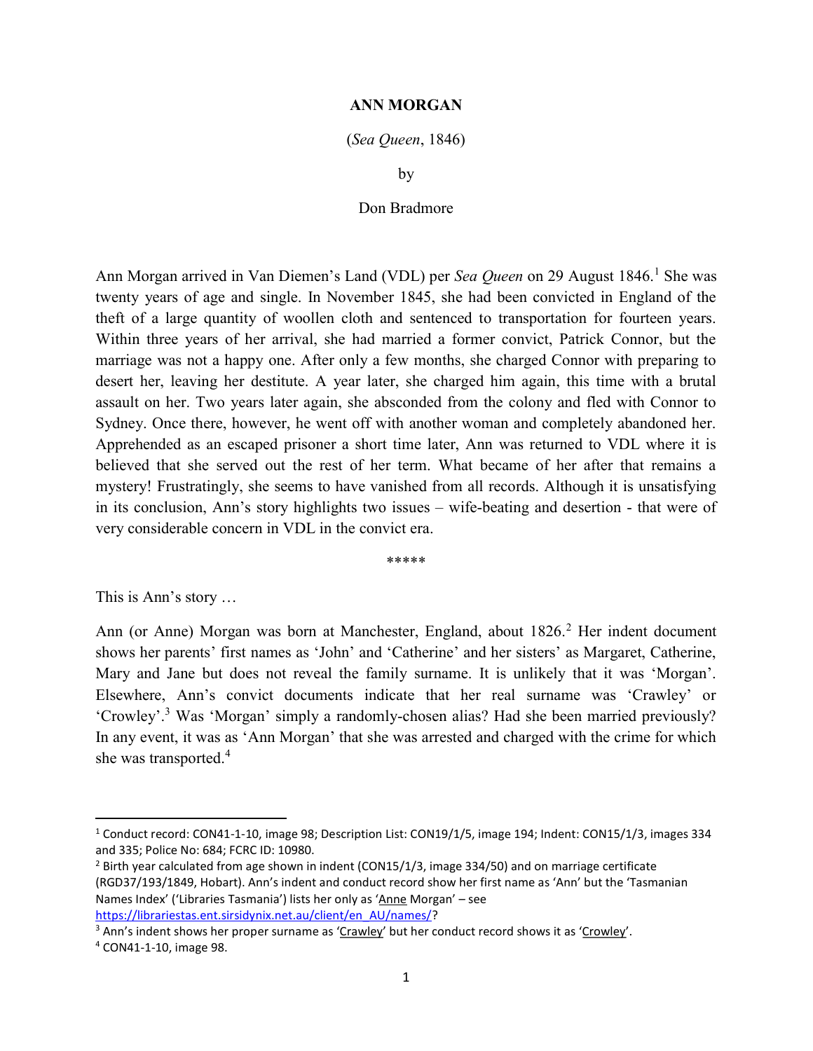# ANN MORGAN

(*Sea Queen*, 1846)

by

Don Bradmore

Ann Morgan arrived in Van Diemen's Land (VDL) per *Sea Queen* on 29 August 1846.[1] She was twenty years of age and single. In November 1845, she had been convicted in England of the theft of a large quantity of woollen cloth and sentenced to transportation for fourteen years. Within three years of her arrival, she had married a former convict, Patrick Connor, but the marriage was not a happy one. After only a few months, she charged Connor with preparing to desert her, leaving her destitute. A year later, she charged him again, this time with a brutal assault on her. Two years later again, she absconded from the colony and fled with Connor to Sydney. Once there, however, he went off with another woman and completely abandoned her. Apprehended as an escaped prisoner a short time later, Ann was returned to VDL where it is believed that she served out the rest of her term. What became of her after that remains a mystery! Frustratingly, she seems to have vanished from all records. Although it is unsatisfying in its conclusion, Ann's story highlights two issues – wife-beating and desertion - that were of very considerable concern in VDL in the convict era.

*****

This is Ann's story …

Ann (or Anne) Morgan was born at Manchester, England, about 1826.[2] Her indent document shows her parents' first names as 'John' and 'Catherine' and her sisters' as Margaret, Catherine, Mary and Jane but does not reveal the family surname. It is unlikely that it was 'Morgan'. Elsewhere, Ann's convict documents indicate that her real surname was 'Crawley' or 'Crowley'.[3] Was 'Morgan' simply a randomly-chosen alias? Had she been married previously? In any event, it was as 'Ann Morgan' that she was arrested and charged with the crime for which she was transported.[4]

---

[1] Conduct record: CON41-1-10, image 98; Description List: CON19/1/5, image 194; Indent: CON15/1/3, images 334 and 335; Police No: 684; FCRC ID: 10980.

[2] Birth year calculated from age shown in indent (CON15/1/3, image 334/50) and on marriage certificate (RGD37/193/1849, Hobart). Ann's indent and conduct record show her first name as 'Ann' but the 'Tasmanian Names Index' ('Libraries Tasmania') lists her only as '<u>Anne</u> Morgan' – see https://librariestas.ent.sirsidynix.net.au/client/en_AU/names/?

[3] Ann's indent shows her proper surname as '<u>Crawley</u>' but her conduct record shows it as '<u>Crowley</u>'.

[4] CON41-1-10, image 98.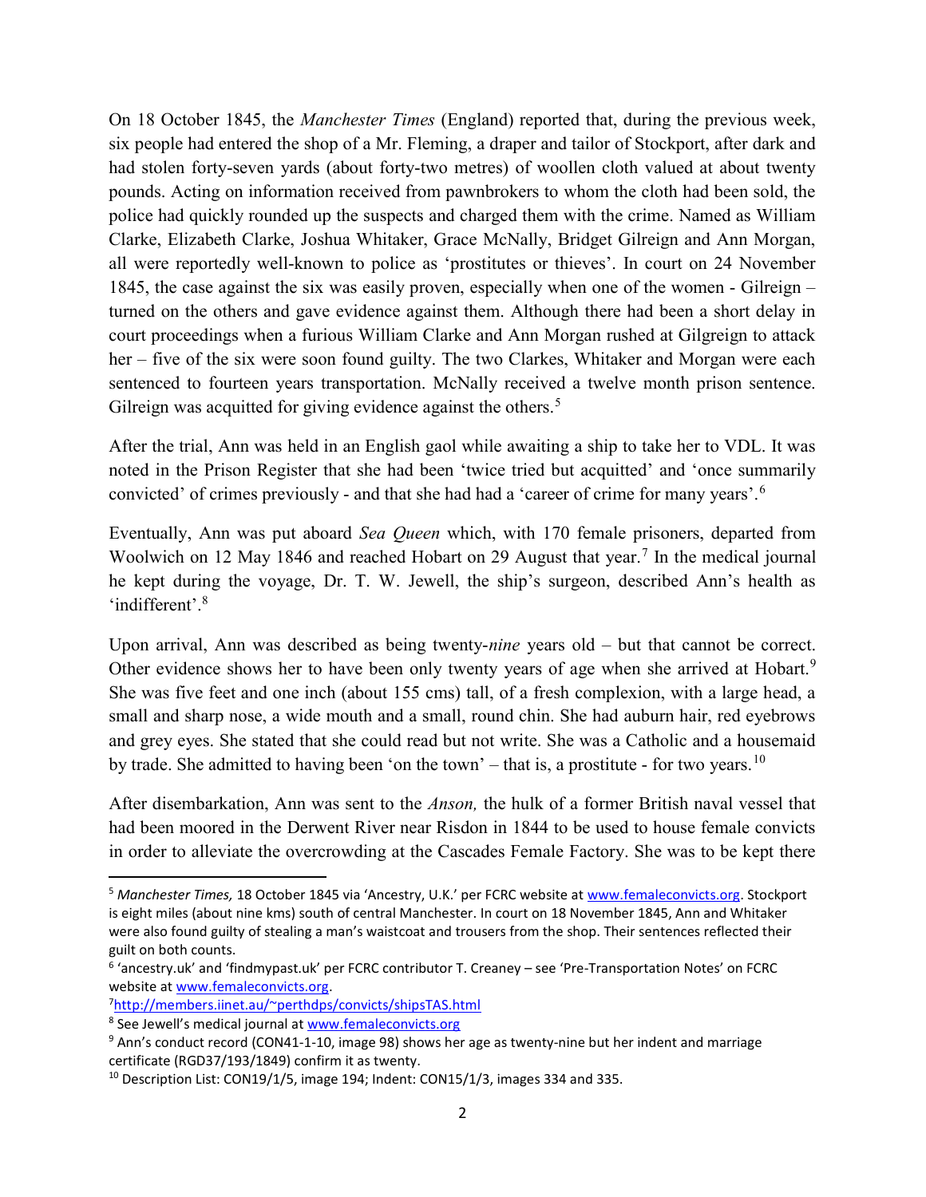On 18 October 1845, the *Manchester Times* (England) reported that, during the previous week, six people had entered the shop of a Mr. Fleming, a draper and tailor of Stockport, after dark and had stolen forty-seven yards (about forty-two metres) of woollen cloth valued at about twenty pounds. Acting on information received from pawnbrokers to whom the cloth had been sold, the police had quickly rounded up the suspects and charged them with the crime. Named as William Clarke, Elizabeth Clarke, Joshua Whitaker, Grace McNally, Bridget Gilreign and Ann Morgan, all were reportedly well-known to police as 'prostitutes or thieves'. In court on 24 November 1845, the case against the six was easily proven, especially when one of the women - Gilreign – turned on the others and gave evidence against them. Although there had been a short delay in court proceedings when a furious William Clarke and Ann Morgan rushed at Gilgreign to attack her – five of the six were soon found guilty. The two Clarkes, Whitaker and Morgan were each sentenced to fourteen years transportation. McNally received a twelve month prison sentence. Gilreign was acquitted for giving evidence against the others.[5]

After the trial, Ann was held in an English gaol while awaiting a ship to take her to VDL. It was noted in the Prison Register that she had been 'twice tried but acquitted' and 'once summarily convicted' of crimes previously - and that she had had a 'career of crime for many years'.[6]

Eventually, Ann was put aboard *Sea Queen* which, with 170 female prisoners, departed from Woolwich on 12 May 1846 and reached Hobart on 29 August that year.[7] In the medical journal he kept during the voyage, Dr. T. W. Jewell, the ship's surgeon, described Ann's health as 'indifferent'.[8]

Upon arrival, Ann was described as being twenty-*nine* years old – but that cannot be correct. Other evidence shows her to have been only twenty years of age when she arrived at Hobart.[9] She was five feet and one inch (about 155 cms) tall, of a fresh complexion, with a large head, a small and sharp nose, a wide mouth and a small, round chin. She had auburn hair, red eyebrows and grey eyes. She stated that she could read but not write. She was a Catholic and a housemaid by trade. She admitted to having been 'on the town' – that is, a prostitute - for two years.[10]

After disembarkation, Ann was sent to the *Anson,* the hulk of a former British naval vessel that had been moored in the Derwent River near Risdon in 1844 to be used to house female convicts in order to alleviate the overcrowding at the Cascades Female Factory. She was to be kept there

---

[5] *Manchester Times,* 18 October 1845 via 'Ancestry, U.K.' per FCRC website at www.femaleconvicts.org. Stockport is eight miles (about nine kms) south of central Manchester. In court on 18 November 1845, Ann and Whitaker were also found guilty of stealing a man's waistcoat and trousers from the shop. Their sentences reflected their guilt on both counts.

[6] 'ancestry.uk' and 'findmypast.uk' per FCRC contributor T. Creaney – see 'Pre-Transportation Notes' on FCRC website at www.femaleconvicts.org.

[7] http://members.iinet.au/~perthdps/convicts/shipsTAS.html

[8] See Jewell's medical journal at www.femaleconvicts.org

[9] Ann's conduct record (CON41-1-10, image 98) shows her age as twenty-nine but her indent and marriage certificate (RGD37/193/1849) confirm it as twenty.

[10] Description List: CON19/1/5, image 194; Indent: CON15/1/3, images 334 and 335.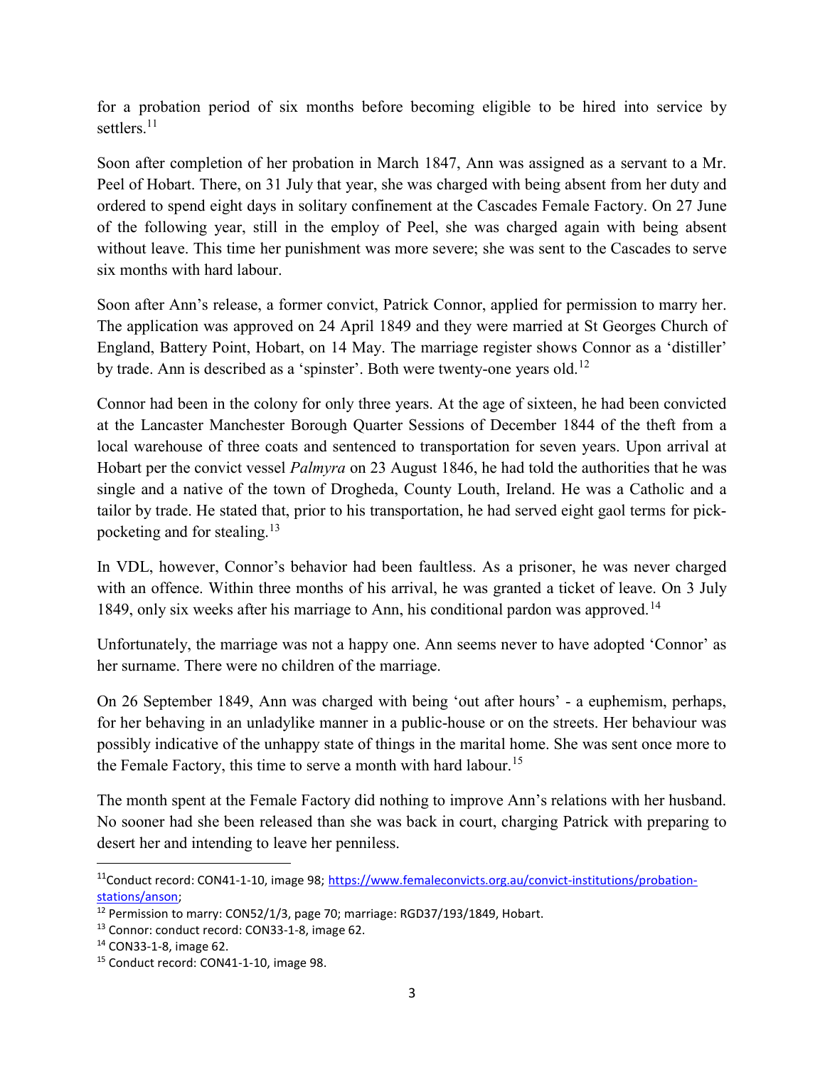for a probation period of six months before becoming eligible to be hired into service by settlers.[11]

Soon after completion of her probation in March 1847, Ann was assigned as a servant to a Mr. Peel of Hobart. There, on 31 July that year, she was charged with being absent from her duty and ordered to spend eight days in solitary confinement at the Cascades Female Factory. On 27 June of the following year, still in the employ of Peel, she was charged again with being absent without leave. This time her punishment was more severe; she was sent to the Cascades to serve six months with hard labour.

Soon after Ann's release, a former convict, Patrick Connor, applied for permission to marry her. The application was approved on 24 April 1849 and they were married at St Georges Church of England, Battery Point, Hobart, on 14 May. The marriage register shows Connor as a 'distiller' by trade. Ann is described as a 'spinster'. Both were twenty-one years old.[12]

Connor had been in the colony for only three years. At the age of sixteen, he had been convicted at the Lancaster Manchester Borough Quarter Sessions of December 1844 of the theft from a local warehouse of three coats and sentenced to transportation for seven years. Upon arrival at Hobart per the convict vessel *Palmyra* on 23 August 1846, he had told the authorities that he was single and a native of the town of Drogheda, County Louth, Ireland. He was a Catholic and a tailor by trade. He stated that, prior to his transportation, he had served eight gaol terms for pick-pocketing and for stealing.[13]

In VDL, however, Connor's behavior had been faultless. As a prisoner, he was never charged with an offence. Within three months of his arrival, he was granted a ticket of leave. On 3 July 1849, only six weeks after his marriage to Ann, his conditional pardon was approved.[14]

Unfortunately, the marriage was not a happy one. Ann seems never to have adopted 'Connor' as her surname. There were no children of the marriage.

On 26 September 1849, Ann was charged with being 'out after hours' - a euphemism, perhaps, for her behaving in an unladylike manner in a public-house or on the streets. Her behaviour was possibly indicative of the unhappy state of things in the marital home. She was sent once more to the Female Factory, this time to serve a month with hard labour.[15]

The month spent at the Female Factory did nothing to improve Ann's relations with her husband. No sooner had she been released than she was back in court, charging Patrick with preparing to desert her and intending to leave her penniless.

---

[11] Conduct record: CON41-1-10, image 98; https://www.femaleconvicts.org.au/convict-institutions/probation-stations/anson;

[12] Permission to marry: CON52/1/3, page 70; marriage: RGD37/193/1849, Hobart.

[13] Connor: conduct record: CON33-1-8, image 62.

[14] CON33-1-8, image 62.

[15] Conduct record: CON41-1-10, image 98.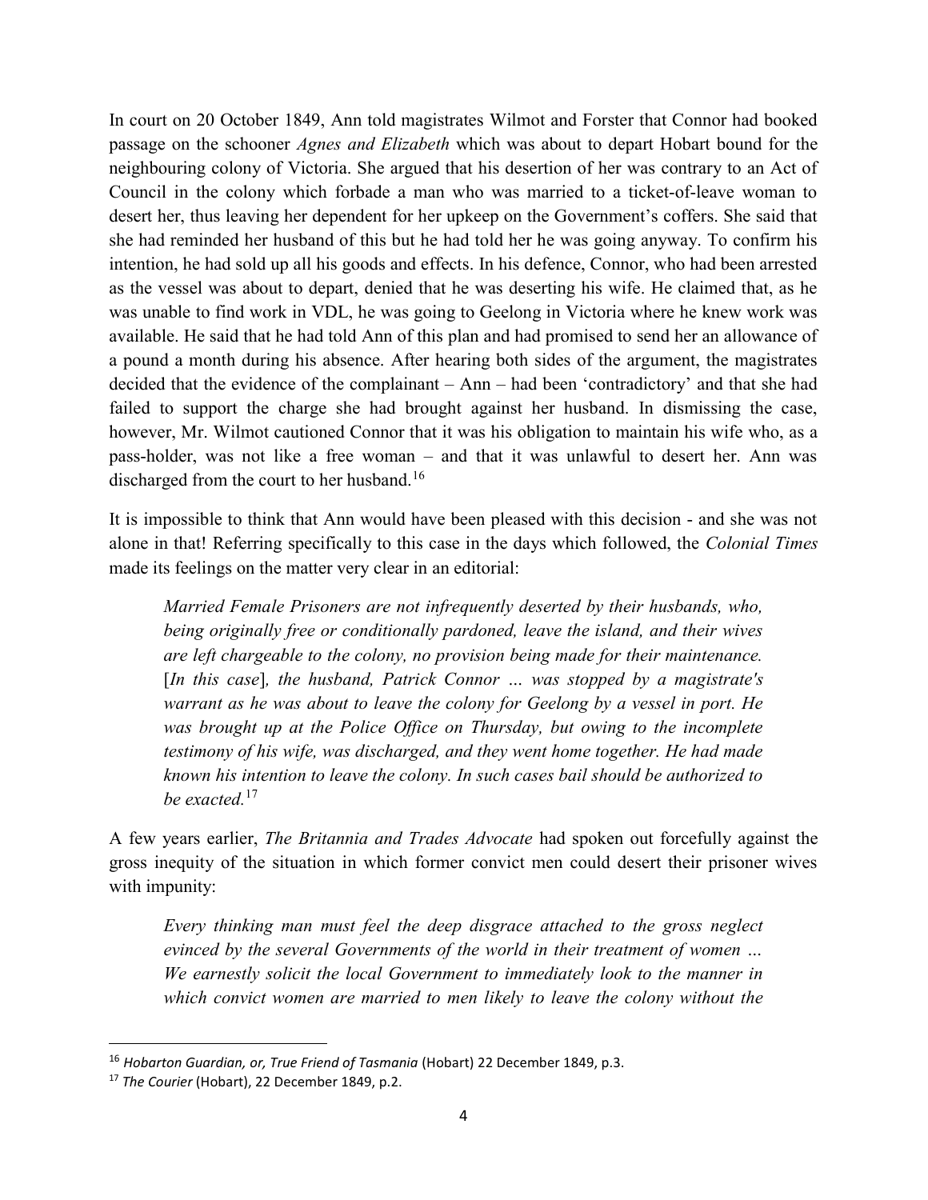In court on 20 October 1849, Ann told magistrates Wilmot and Forster that Connor had booked passage on the schooner *Agnes and Elizabeth* which was about to depart Hobart bound for the neighbouring colony of Victoria. She argued that his desertion of her was contrary to an Act of Council in the colony which forbade a man who was married to a ticket-of-leave woman to desert her, thus leaving her dependent for her upkeep on the Government's coffers. She said that she had reminded her husband of this but he had told her he was going anyway. To confirm his intention, he had sold up all his goods and effects. In his defence, Connor, who had been arrested as the vessel was about to depart, denied that he was deserting his wife. He claimed that, as he was unable to find work in VDL, he was going to Geelong in Victoria where he knew work was available. He said that he had told Ann of this plan and had promised to send her an allowance of a pound a month during his absence. After hearing both sides of the argument, the magistrates decided that the evidence of the complainant – Ann – had been 'contradictory' and that she had failed to support the charge she had brought against her husband. In dismissing the case, however, Mr. Wilmot cautioned Connor that it was his obligation to maintain his wife who, as a pass-holder, was not like a free woman – and that it was unlawful to desert her. Ann was discharged from the court to her husband.[16]

It is impossible to think that Ann would have been pleased with this decision - and she was not alone in that! Referring specifically to this case in the days which followed, the *Colonial Times* made its feelings on the matter very clear in an editorial:

> *Married Female Prisoners are not infrequently deserted by their husbands, who, being originally free or conditionally pardoned, leave the island, and their wives are left chargeable to the colony, no provision being made for their maintenance.* [*In this case*]*, the husband, Patrick Connor … was stopped by a magistrate's warrant as he was about to leave the colony for Geelong by a vessel in port. He was brought up at the Police Office on Thursday, but owing to the incomplete testimony of his wife, was discharged, and they went home together. He had made known his intention to leave the colony. In such cases bail should be authorized to be exacted.*[17]

A few years earlier, *The Britannia and Trades Advocate* had spoken out forcefully against the gross inequity of the situation in which former convict men could desert their prisoner wives with impunity:

> *Every thinking man must feel the deep disgrace attached to the gross neglect evinced by the several Governments of the world in their treatment of women … We earnestly solicit the local Government to immediately look to the manner in which convict women are married to men likely to leave the colony without the*

[16] *Hobarton Guardian, or, True Friend of Tasmania* (Hobart) 22 December 1849, p.3.

[17] *The Courier* (Hobart), 22 December 1849, p.2.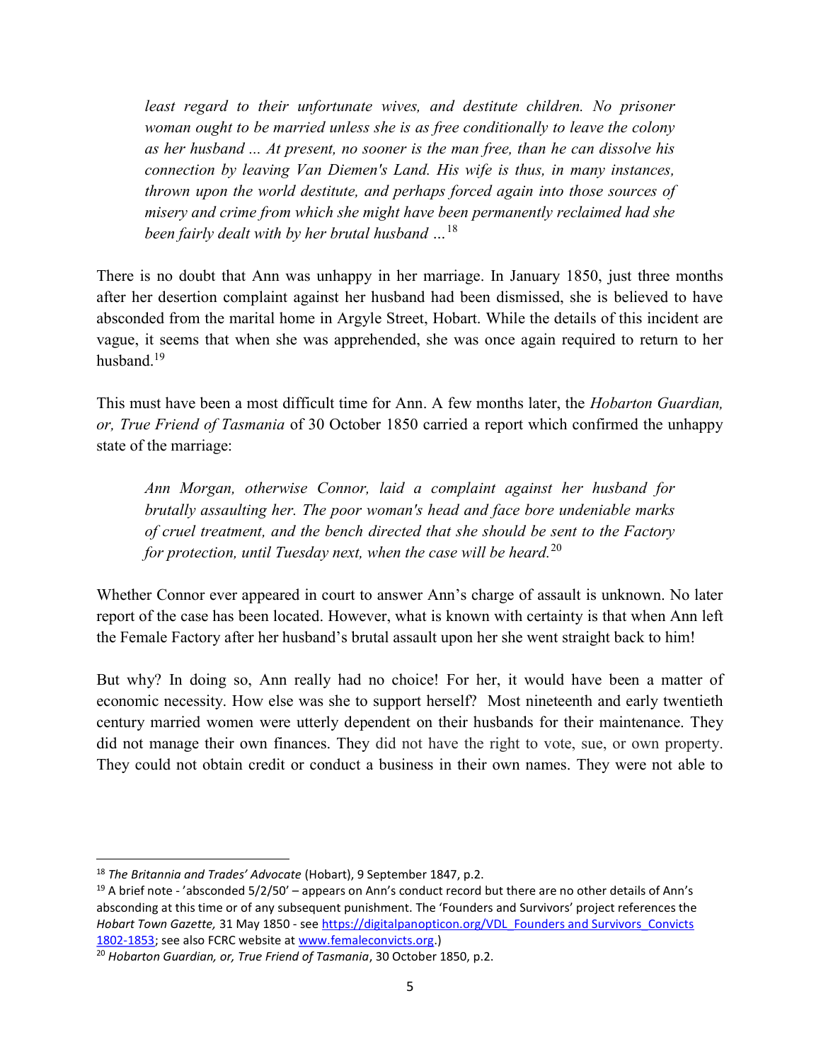*least regard to their unfortunate wives, and destitute children. No prisoner woman ought to be married unless she is as free conditionally to leave the colony as her husband ... At present, no sooner is the man free, than he can dissolve his connection by leaving Van Diemen's Land. His wife is thus, in many instances, thrown upon the world destitute, and perhaps forced again into those sources of misery and crime from which she might have been permanently reclaimed had she been fairly dealt with by her brutal husband ...*[18]

There is no doubt that Ann was unhappy in her marriage. In January 1850, just three months after her desertion complaint against her husband had been dismissed, she is believed to have absconded from the marital home in Argyle Street, Hobart. While the details of this incident are vague, it seems that when she was apprehended, she was once again required to return to her husband.[19]

This must have been a most difficult time for Ann. A few months later, the *Hobarton Guardian, or, True Friend of Tasmania* of 30 October 1850 carried a report which confirmed the unhappy state of the marriage:

*Ann Morgan, otherwise Connor, laid a complaint against her husband for brutally assaulting her. The poor woman's head and face bore undeniable marks of cruel treatment, and the bench directed that she should be sent to the Factory for protection, until Tuesday next, when the case will be heard.*[20]

Whether Connor ever appeared in court to answer Ann's charge of assault is unknown. No later report of the case has been located. However, what is known with certainty is that when Ann left the Female Factory after her husband's brutal assault upon her she went straight back to him!

But why? In doing so, Ann really had no choice! For her, it would have been a matter of economic necessity. How else was she to support herself? Most nineteenth and early twentieth century married women were utterly dependent on their husbands for their maintenance. They did not manage their own finances. They did not have the right to vote, sue, or own property. They could not obtain credit or conduct a business in their own names. They were not able to

---

[18] *The Britannia and Trades' Advocate* (Hobart), 9 September 1847, p.2.

[19] A brief note - 'absconded 5/2/50' – appears on Ann's conduct record but there are no other details of Ann's absconding at this time or of any subsequent punishment. The 'Founders and Survivors' project references the *Hobart Town Gazette,* 31 May 1850 - see https://digitalpanopticon.org/VDL_Founders and Survivors_Convicts 1802-1853; see also FCRC website at www.femaleconvicts.org.)

[20] *Hobarton Guardian, or, True Friend of Tasmania*, 30 October 1850, p.2.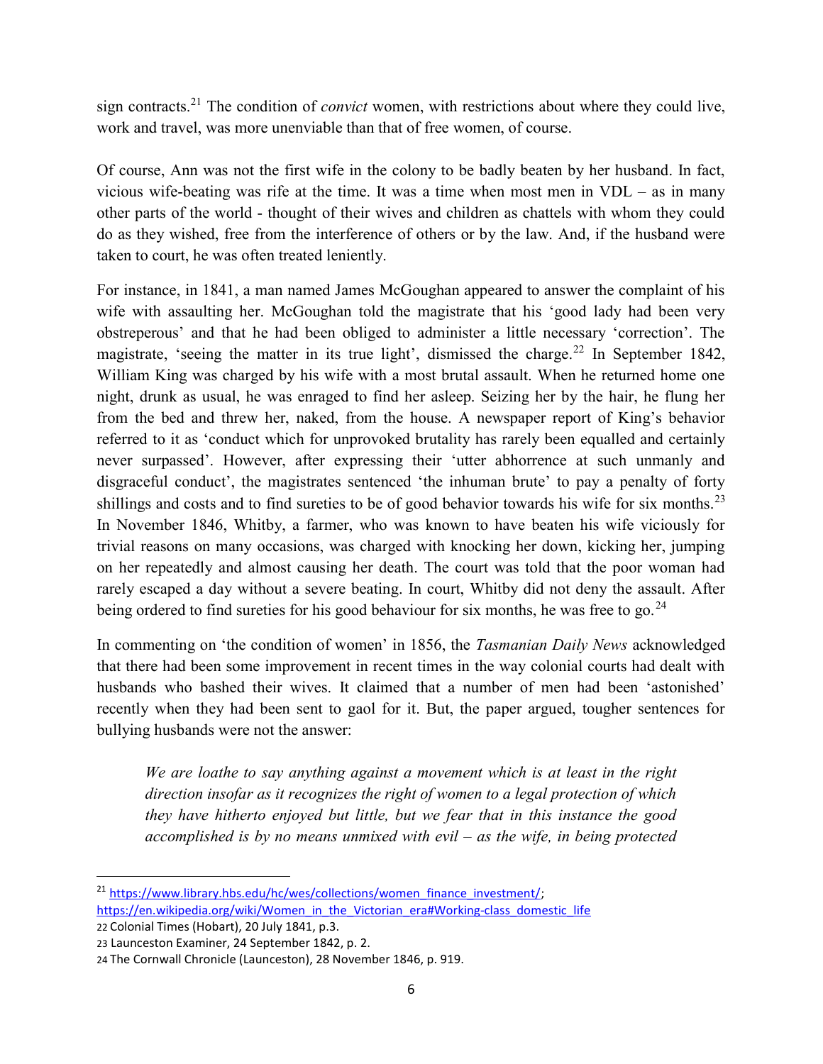sign contracts.[21] The condition of *convict* women, with restrictions about where they could live, work and travel, was more unenviable than that of free women, of course.

Of course, Ann was not the first wife in the colony to be badly beaten by her husband. In fact, vicious wife-beating was rife at the time. It was a time when most men in VDL – as in many other parts of the world - thought of their wives and children as chattels with whom they could do as they wished, free from the interference of others or by the law. And, if the husband were taken to court, he was often treated leniently.

For instance, in 1841, a man named James McGoughan appeared to answer the complaint of his wife with assaulting her. McGoughan told the magistrate that his 'good lady had been very obstreperous' and that he had been obliged to administer a little necessary 'correction'. The magistrate, 'seeing the matter in its true light', dismissed the charge.[22] In September 1842, William King was charged by his wife with a most brutal assault. When he returned home one night, drunk as usual, he was enraged to find her asleep. Seizing her by the hair, he flung her from the bed and threw her, naked, from the house. A newspaper report of King's behavior referred to it as 'conduct which for unprovoked brutality has rarely been equalled and certainly never surpassed'. However, after expressing their 'utter abhorrence at such unmanly and disgraceful conduct', the magistrates sentenced 'the inhuman brute' to pay a penalty of forty shillings and costs and to find sureties to be of good behavior towards his wife for six months.[23] In November 1846, Whitby, a farmer, who was known to have beaten his wife viciously for trivial reasons on many occasions, was charged with knocking her down, kicking her, jumping on her repeatedly and almost causing her death. The court was told that the poor woman had rarely escaped a day without a severe beating. In court, Whitby did not deny the assault. After being ordered to find sureties for his good behaviour for six months, he was free to go.[24]

In commenting on 'the condition of women' in 1856, the *Tasmanian Daily News* acknowledged that there had been some improvement in recent times in the way colonial courts had dealt with husbands who bashed their wives. It claimed that a number of men had been 'astonished' recently when they had been sent to gaol for it. But, the paper argued, tougher sentences for bullying husbands were not the answer:

> *We are loathe to say anything against a movement which is at least in the right direction insofar as it recognizes the right of women to a legal protection of which they have hitherto enjoyed but little, but we fear that in this instance the good accomplished is by no means unmixed with evil – as the wife, in being protected*

---

[21] https://www.library.hbs.edu/hc/wes/collections/women_finance_investment/; https://en.wikipedia.org/wiki/Women_in_the_Victorian_era#Working-class_domestic_life

[22] Colonial Times (Hobart), 20 July 1841, p.3.

[23] Launceston Examiner, 24 September 1842, p. 2.

[24] The Cornwall Chronicle (Launceston), 28 November 1846, p. 919.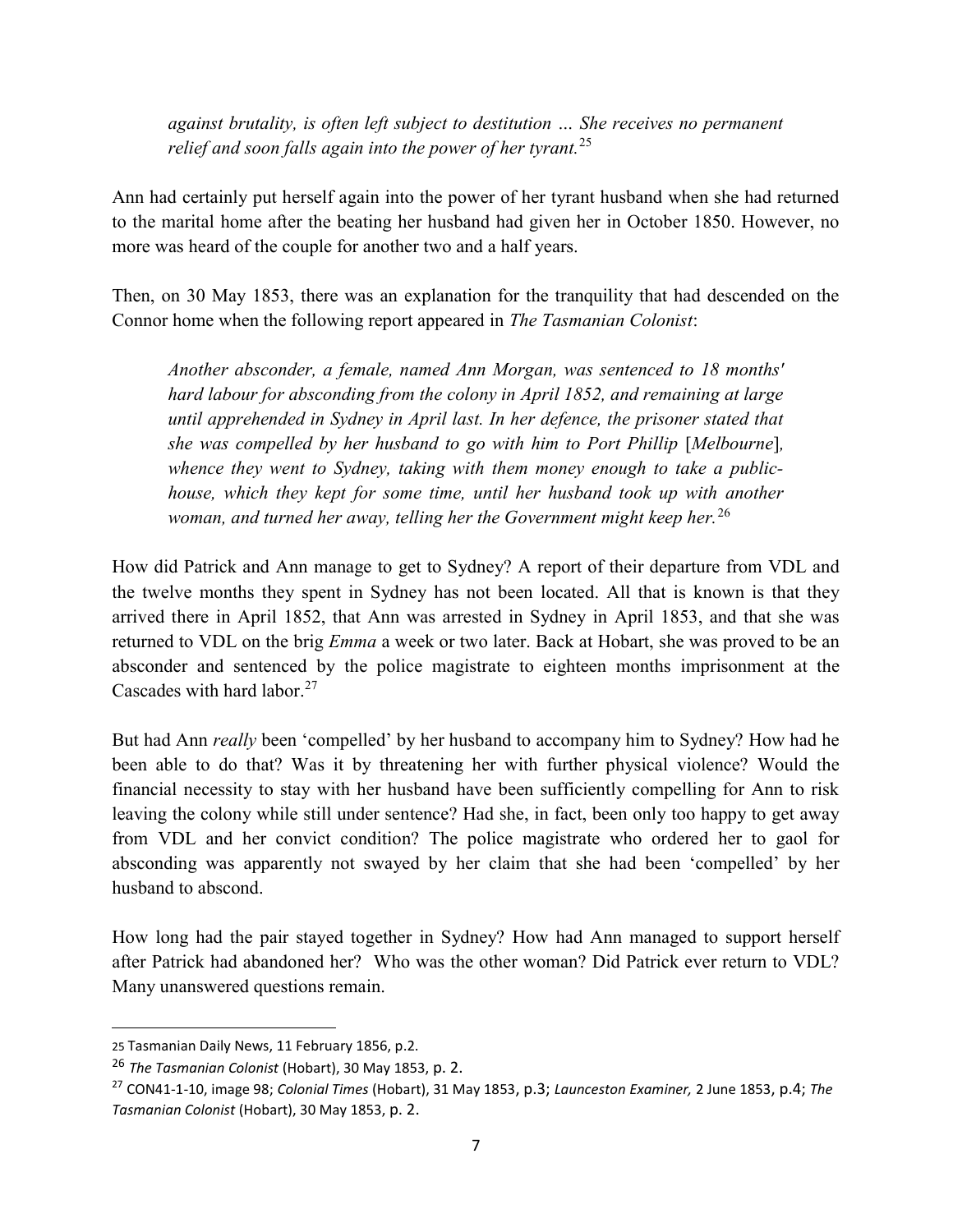*against brutality, is often left subject to destitution … She receives no permanent relief and soon falls again into the power of her tyrant.*[25]

Ann had certainly put herself again into the power of her tyrant husband when she had returned to the marital home after the beating her husband had given her in October 1850. However, no more was heard of the couple for another two and a half years.

Then, on 30 May 1853, there was an explanation for the tranquility that had descended on the Connor home when the following report appeared in *The Tasmanian Colonist*:

> *Another absconder, a female, named Ann Morgan, was sentenced to 18 months' hard labour for absconding from the colony in April 1852, and remaining at large until apprehended in Sydney in April last. In her defence, the prisoner stated that she was compelled by her husband to go with him to Port Phillip* [*Melbourne*]*, whence they went to Sydney, taking with them money enough to take a public-house, which they kept for some time, until her husband took up with another woman, and turned her away, telling her the Government might keep her.*[26]

How did Patrick and Ann manage to get to Sydney? A report of their departure from VDL and the twelve months they spent in Sydney has not been located. All that is known is that they arrived there in April 1852, that Ann was arrested in Sydney in April 1853, and that she was returned to VDL on the brig *Emma* a week or two later. Back at Hobart, she was proved to be an absconder and sentenced by the police magistrate to eighteen months imprisonment at the Cascades with hard labor.[27]

But had Ann *really* been 'compelled' by her husband to accompany him to Sydney? How had he been able to do that? Was it by threatening her with further physical violence? Would the financial necessity to stay with her husband have been sufficiently compelling for Ann to risk leaving the colony while still under sentence? Had she, in fact, been only too happy to get away from VDL and her convict condition? The police magistrate who ordered her to gaol for absconding was apparently not swayed by her claim that she had been 'compelled' by her husband to abscond.

How long had the pair stayed together in Sydney? How had Ann managed to support herself after Patrick had abandoned her? Who was the other woman? Did Patrick ever return to VDL? Many unanswered questions remain.

---

[25] Tasmanian Daily News, 11 February 1856, p.2.

[26] *The Tasmanian Colonist* (Hobart), 30 May 1853, p. 2.

[27] CON41-1-10, image 98; *Colonial Times* (Hobart), 31 May 1853, p.3; *Launceston Examiner,* 2 June 1853, p.4; *The Tasmanian Colonist* (Hobart), 30 May 1853, p. 2.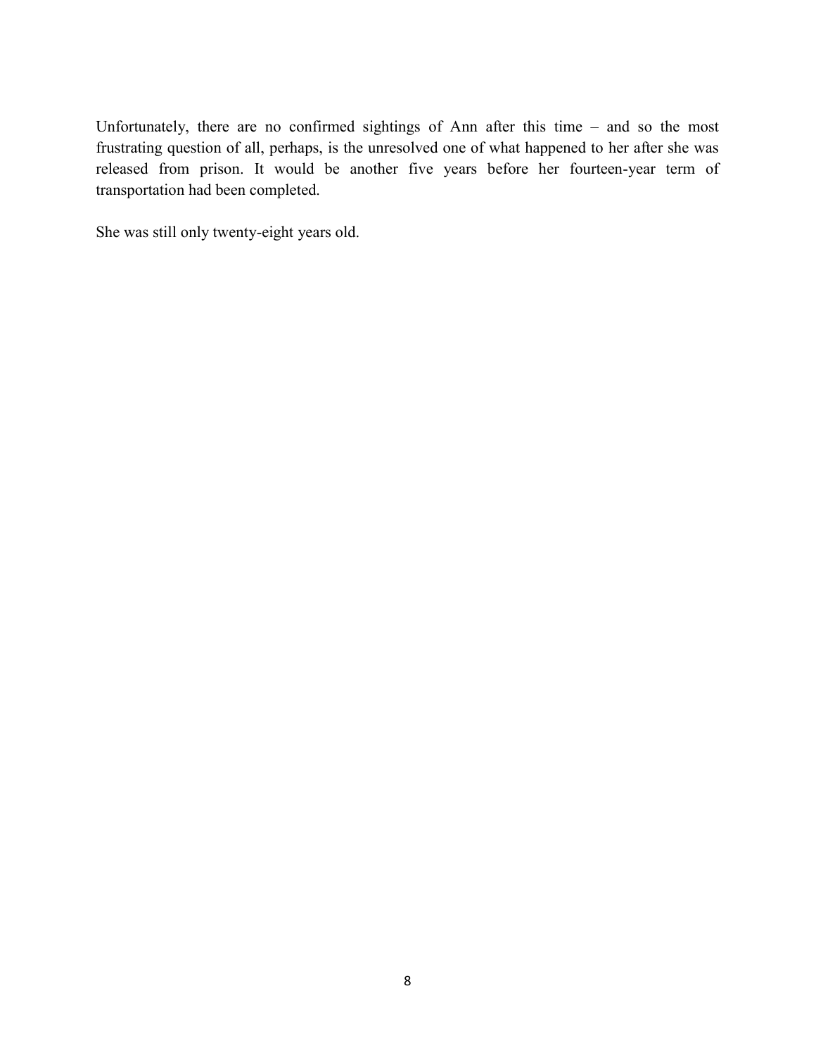Unfortunately, there are no confirmed sightings of Ann after this time – and so the most frustrating question of all, perhaps, is the unresolved one of what happened to her after she was released from prison. It would be another five years before her fourteen-year term of transportation had been completed.

She was still only twenty-eight years old.